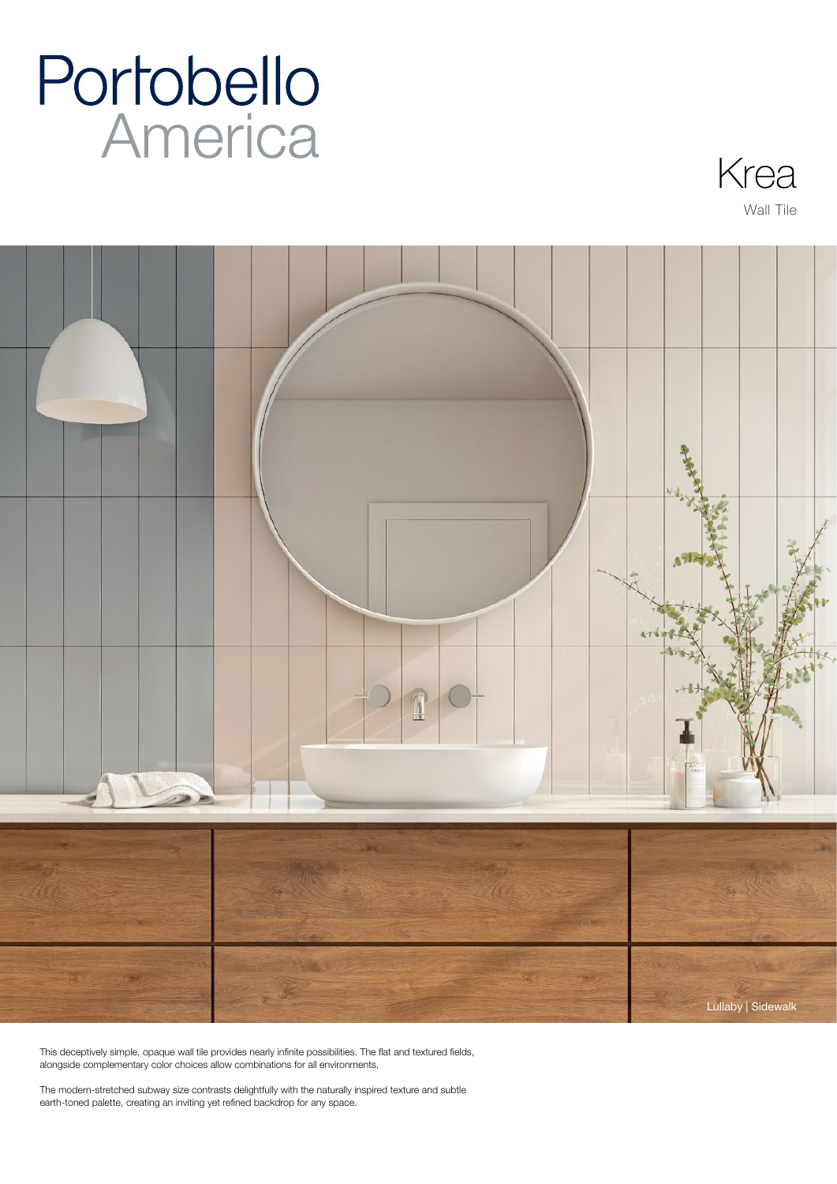# Portobello America

## Krea

Wall Tile

Lullaby | Sidewalk

This deceptively simple, opaque wall tile provides nearly infinite possibilities. The flat and textured fields, alongside complementary color choices allow combinations for all environments.

The modern-stretched subway size contrasts delightfully with the naturally inspired texture and subtle earth-toned palette, creating an inviting yet refined backdrop for any space.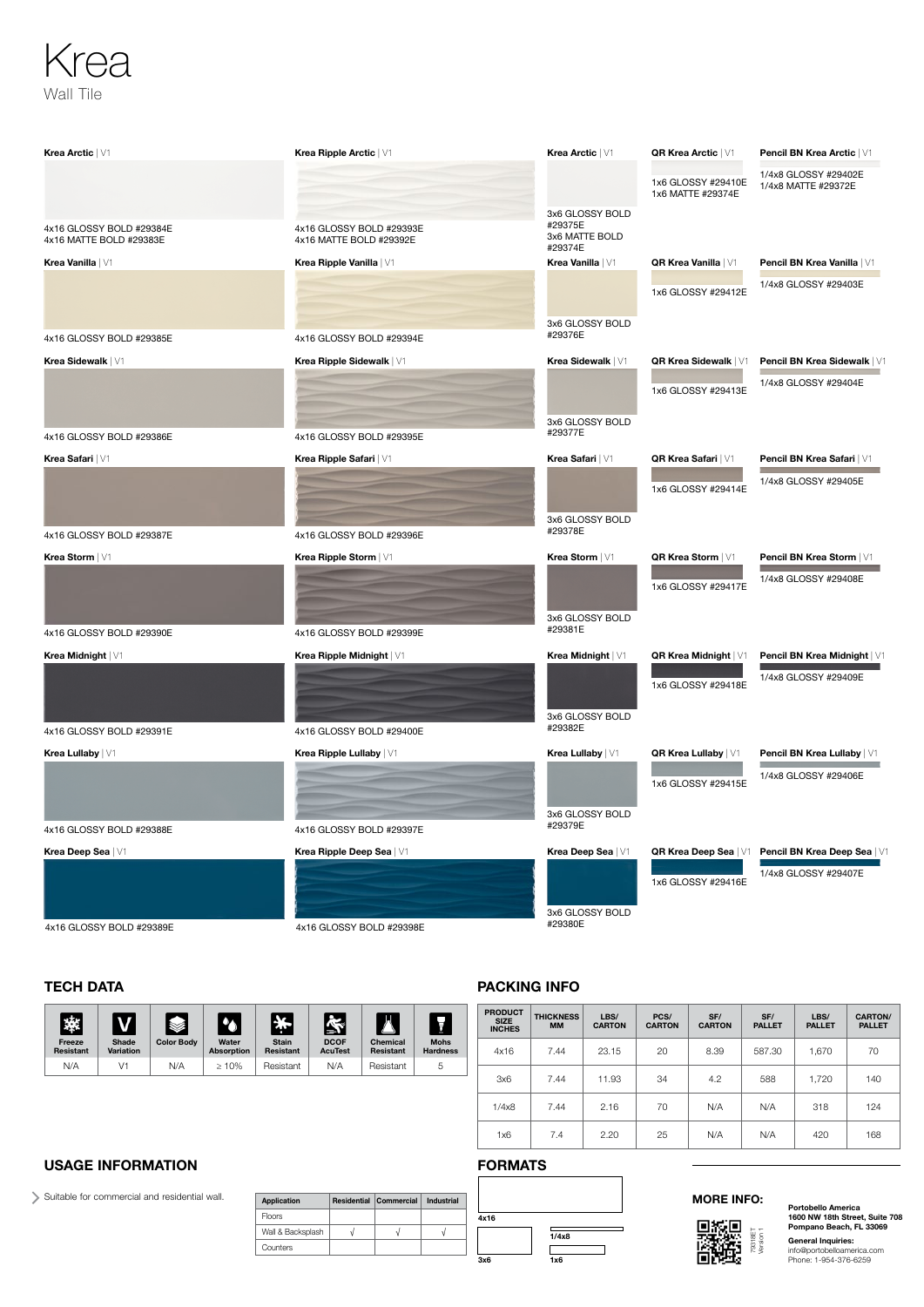# Krea

Wall Tile

**Krea Arctic** | V1

4x16 GLOSSY BOLD #29384E
4x16 MATTE BOLD #29383E

**Krea Ripple Arctic** | V1

4x16 GLOSSY BOLD #29393E
4x16 MATTE BOLD #29392E

**Krea Arctic** | V1

3x6 GLOSSY BOLD #29375E
3x6 MATTE BOLD #29374E

**QR Krea Arctic** | V1

1x6 GLOSSY #29410E
1x6 MATTE #29374E

**Pencil BN Krea Arctic** | V1

1/4x8 GLOSSY #29402E
1/4x8 MATTE #29372E

**Krea Vanilla** | V1

4x16 GLOSSY BOLD #29385E

**Krea Ripple Vanilla** | V1

4x16 GLOSSY BOLD #29394E

**Krea Vanilla** | V1

3x6 GLOSSY BOLD #29376E

**QR Krea Vanilla** | V1

1x6 GLOSSY #29412E

**Pencil BN Krea Vanilla** | V1

1/4x8 GLOSSY #29403E

**Krea Sidewalk** | V1

4x16 GLOSSY BOLD #29386E

**Krea Ripple Sidewalk** | V1

4x16 GLOSSY BOLD #29395E

**Krea Sidewalk** | V1

3x6 GLOSSY BOLD #29377E

**QR Krea Sidewalk** | V1

1x6 GLOSSY #29413E

**Pencil BN Krea Sidewalk** | V1

1/4x8 GLOSSY #29404E

**Krea Safari** | V1

4x16 GLOSSY BOLD #29387E

**Krea Ripple Safari** | V1

4x16 GLOSSY BOLD #29396E

**Krea Safari** | V1

3x6 GLOSSY BOLD #29378E

**QR Krea Safari** | V1

1x6 GLOSSY #29414E

**Pencil BN Krea Safari** | V1

1/4x8 GLOSSY #29405E

**Krea Storm** | V1

4x16 GLOSSY BOLD #29390E

**Krea Ripple Storm** | V1

4x16 GLOSSY BOLD #29399E

**Krea Storm** | V1

3x6 GLOSSY BOLD #29381E

**QR Krea Storm** | V1

1x6 GLOSSY #29417E

**Pencil BN Krea Storm** | V1

1/4x8 GLOSSY #29408E

**Krea Midnight** | V1

4x16 GLOSSY BOLD #29391E

**Krea Ripple Midnight** | V1

4x16 GLOSSY BOLD #29400E

**Krea Midnight** | V1

3x6 GLOSSY BOLD #29382E

**QR Krea Midnight** | V1

1x6 GLOSSY #29418E

**Pencil BN Krea Midnight** | V1

1/4x8 GLOSSY #29409E

**Krea Lullaby** | V1

4x16 GLOSSY BOLD #29388E

**Krea Ripple Lullaby** | V1

4x16 GLOSSY BOLD #29397E

**Krea Lullaby** | V1

3x6 GLOSSY BOLD #29379E

**QR Krea Lullaby** | V1

1x6 GLOSSY #29415E

**Pencil BN Krea Lullaby** | V1

1/4x8 GLOSSY #29406E

**Krea Deep Sea** | V1

4x16 GLOSSY BOLD #29389E

**Krea Ripple Deep Sea** | V1

4x16 GLOSSY BOLD #29398E

**Krea Deep Sea** | V1

3x6 GLOSSY BOLD #29380E

**QR Krea Deep Sea** | V1

1x6 GLOSSY #29416E

**Pencil BN Krea Deep Sea** | V1

1/4x8 GLOSSY #29407E

## TECH DATA

| Freeze Resistant | Shade Variation | Color Body | Water Absorption | Stain Resistant | DCOF AcuTest | Chemical Resistant | Mohs Hardness |
|---|---|---|---|---|---|---|---|
| N/A | V1 | N/A | ≥ 10% | Resistant | N/A | Resistant | 5 |

## PACKING INFO

| PRODUCT SIZE INCHES | THICKNESS MM | LBS/ CARTON | PCS/ CARTON | SF/ CARTON | SF/ PALLET | LBS/ PALLET | CARTON/ PALLET |
|---|---|---|---|---|---|---|---|
| 4x16 | 7.44 | 23.15 | 20 | 8.39 | 587.30 | 1,670 | 70 |
| 3x6 | 7.44 | 11.93 | 34 | 4.2 | 588 | 1,720 | 140 |
| 1/4x8 | 7.44 | 2.16 | 70 | N/A | N/A | 318 | 124 |
| 1x6 | 7.4 | 2.20 | 25 | N/A | N/A | 420 | 168 |

## USAGE INFORMATION

- Suitable for commercial and residential wall.

| Application | Residential | Commercial | Industrial |
|---|---|---|---|
| Floors | | | |
| Wall & Backsplash | √ | √ | √ |
| Counters | | | |

## FORMATS

4x16

3x6

1/4x8

1x6

## MORE INFO:

7938ET
Version 1

**Portobello America**
**1600 NW 18th Street, Suite 708**
**Pompano Beach, FL 33069**

**General Inquiries:**
info@portobelloamerica.com
Phone: 1-954-376-6259